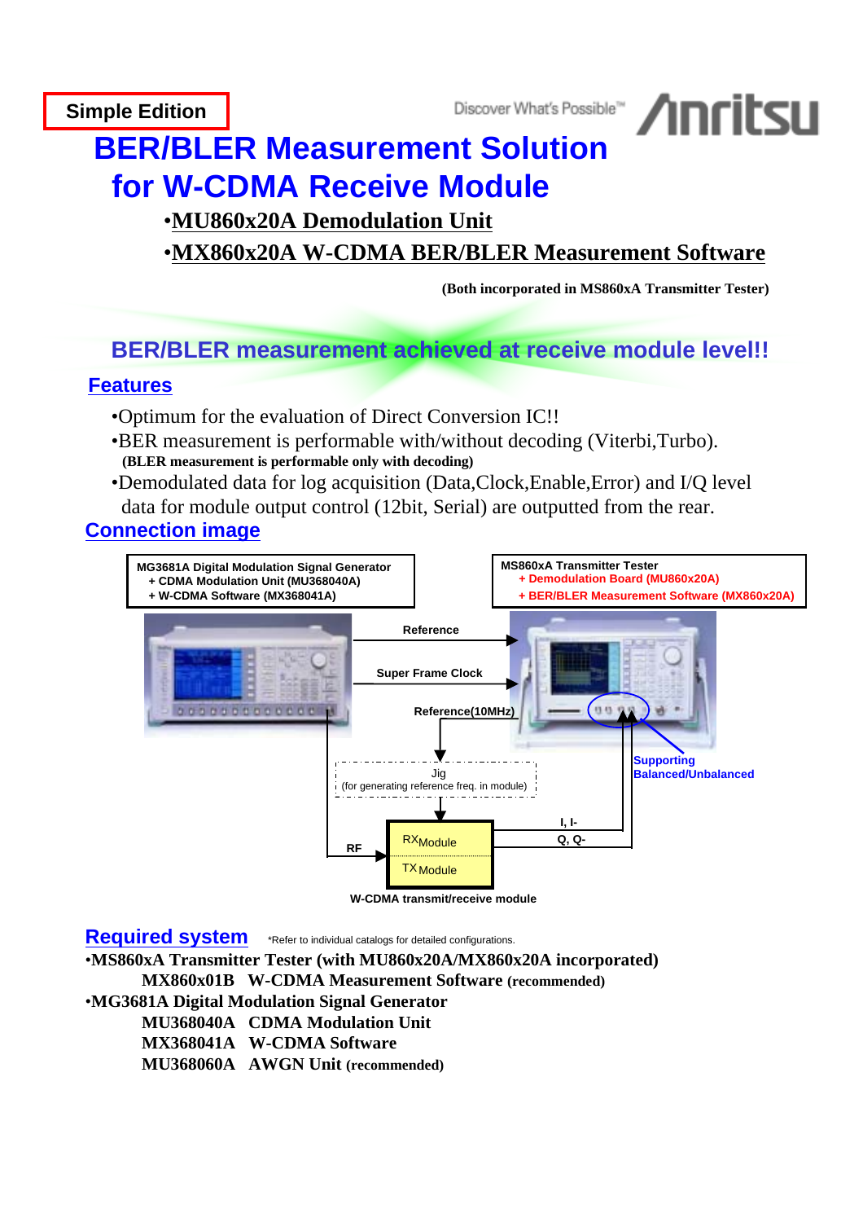**Simple Edition**

Discover What's Possible™ Anritsu

# BER/BLER Measurement Solution for W-CDMA Receive Module

- **MU860x20A Demodulation Unit**
- **MX860x20A W-CDMA BER/BLER Measurement Software**

**(Both incorporated in MS860xA Transmitter Tester)**

## BER/BLER measurement achieved at receive module level!!

## Features

- Optimum for the evaluation of Direct Conversion IC!!
- BER measurement is performable with/without decoding (Viterbi,Turbo).
  **(BLER measurement is performable only with decoding)**
- Demodulated data for log acquisition (Data,Clock,Enable,Error) and I/Q level data for module output control (12bit, Serial) are outputted from the rear.

## Connection image

MG3681A Digital Modulation Signal Generator
+ CDMA Modulation Unit (MU368040A)
+ W-CDMA Software (MX368041A)

MS860xA Transmitter Tester
+ Demodulation Board (MU860x20A)
+ BER/BLER Measurement Software (MX860x20A)

Reference

Super Frame Clock

Reference(10MHz)

Jig
(for generating reference freq. in module)

Supporting Balanced/Unbalanced

RF

RX Module

TX Module

I, I-

Q, Q-

W-CDMA transmit/receive module

## Required system

*Refer to individual catalogs for detailed configurations.

- **MS860xA Transmitter Tester (with MU860x20A/MX860x20A incorporated)**
  - **MX860x01B W-CDMA Measurement Software (recommended)**
- **MG3681A Digital Modulation Signal Generator**
  - **MU368040A CDMA Modulation Unit**
  - **MX368041A W-CDMA Software**
  - **MU368060A AWGN Unit (recommended)**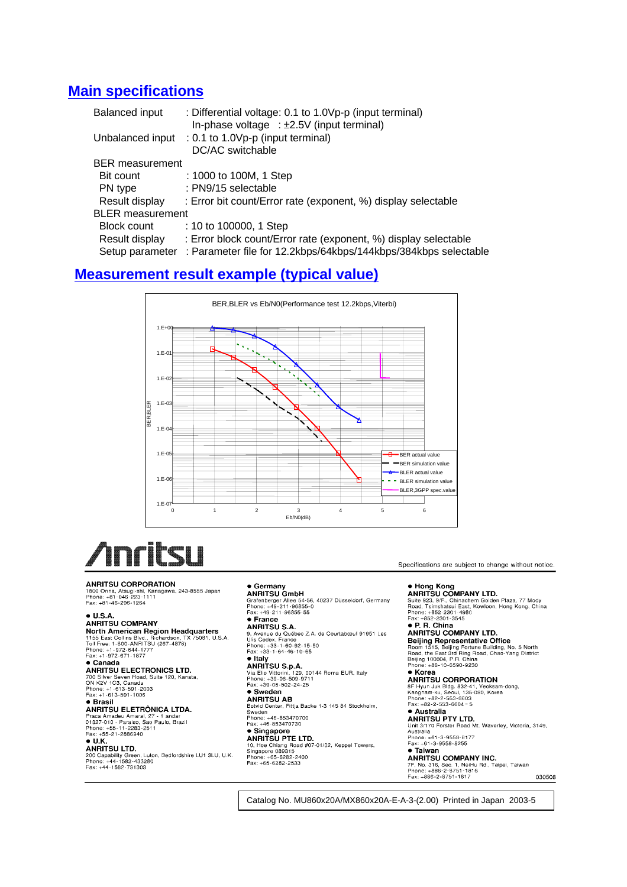## Main specifications

Balanced input : Differential voltage: 0.1 to 1.0Vp-p (input terminal)
In-phase voltage : ±2.5V (input terminal)

Unbalanced input : 0.1 to 1.0Vp-p (input terminal)
DC/AC switchable

BER measurement
- Bit count : 1000 to 100M, 1 Step
- PN type : PN9/15 selectable
- Result display : Error bit count/Error rate (exponent, %) display selectable

BLER measurement
- Block count : 10 to 100000, 1 Step
- Result display : Error block count/Error rate (exponent, %) display selectable
- Setup parameter : Parameter file for 12.2kbps/64kbps/144kbps/384kbps selectable

## Measurement result example (typical value)

BER,BLER vs Eb/N0(Performance test 12.2kbps,Viterbi)

BER,BLER

1.E+00
1.E-01
1.E-02
1.E-03
1.E-04
1.E-05
1.E-06
1.E-07

0 1 2 3 4 5 6

Eb/N0(dB)

BER actual value
BER simulation value
BLER actual value
BLER simulation value
BLER,3GPP spec.value

Anritsu

Specifications are subject to change without notice.

**ANRITSU CORPORATION**
1800 Onna, Atsugi-shi, Kanagawa, 243-8555 Japan
Phone: +81-046-223-1111
Fax: +81-46-296-1264

● **U.S.A.**
**ANRITSU COMPANY**
**North American Region Headquarters**
1155 East Collins Blvd., Richardson, TX 75081, U.S.A.
Toll Free: 1-800-ANRITSU (267-4878)
Phone: +1-972-644-1777
Fax: +1-972-671-1877

● **Canada**
**ANRITSU ELECTRONICS LTD.**
700 Silver Seven Road, Suite 120, Kanata,
ON K2V 1C3, Canada
Phone: +1-613-591-2003
Fax: +1-613-591-1006

● **Brasil**
**ANRITSU ELETRÔNICA LTDA.**
Praca Amadeu Amaral, 27 - 1 andar
01327-010 - Paraiso, Sao Paulo, Brazil
Phone: +55-11-2283-2511
Fax: +55-21-2886940

● **U.K.**
**ANRITSU LTD.**
200 Capability Green, Luton, Bedfordshire LU1 3LU, U.K.
Phone: +44-1582-433280
Fax: +44-1582-731303

● **Germany**
**ANRITSU GmbH**
Grafenberger Allee 54-56, 40237 Düsseldorf, Germany
Phone: +49-211-96855-0
Fax: +49-211-96855-55

● **France**
**ANRITSU S.A.**
9, Avenue du Québec Z.A. de Courtabœuf 91951 Les Ulis Cedex, France
Phone: +33-1-60-92-15-50
Fax: +33-1-64-46-10-65

● **Italy**
**ANRITSU S.p.A.**
Via Elio Vittorini, 129, 00144 Roma EUR, Italy
Phone: +39-06-509-9711
Fax: +39-06-502-24-25

● **Sweden**
**ANRITSU AB**
Botvid Center, Fittja Backe 1-3 145 84 Stockholm, Sweden
Phone: +46-853470700
Fax: +46-853470730

● **Singapore**
**ANRITSU PTE LTD.**
10, Hoe Chiang Road #07-01/02, Keppel Towers, Singapore 089315
Phone: +65-6282-2400
Fax: +65-6282-2533

● **Hong Kong**
**ANRITSU COMPANY LTD.**
Suite 923, 9/F., Chinachem Golden Plaza, 77 Mody Road, Tsimshatsui East, Kowloon, Hong Kong, China
Phone: +852-2301-4980
Fax: +852-2301-3545

● **P. R. China**
**ANRITSU COMPANY LTD.**
**Beijing Representative Office**
Room 1515, Beijing Fortune Building, No. 5 North Road, the East 3rd Ring Road, Chao-Yang District Beijing 100004, P.R. China
Phone: +86-10-6590-9230

● **Korea**
**ANRITSU CORPORATION**
8F Hyun Juk Bldg. 832-41, Yeoksam-dong, Kangnam-ku, Seoul, 135-080, Korea
Phone: +82-2-553-6603
Fax: +82-2-553-6604～5

● **Australia**
**ANRITSU PTY LTD.**
Unit 3/170 Forster Road Mt. Waverley, Victoria, 3149, Australia
Phone: +61-3-9558-8177
Fax: +61-3-9558-8255

● **Taiwan**
**ANRITSU COMPANY INC.**
7F, No. 316, Sec. 1, NeiHu Rd., Taipei, Taiwan
Phone: +886-2-8751-1816
Fax: +886-2-8751-1817

030508

Catalog No. MU860x20A/MX860x20A-E-A-3-(2.00) Printed in Japan 2003-5